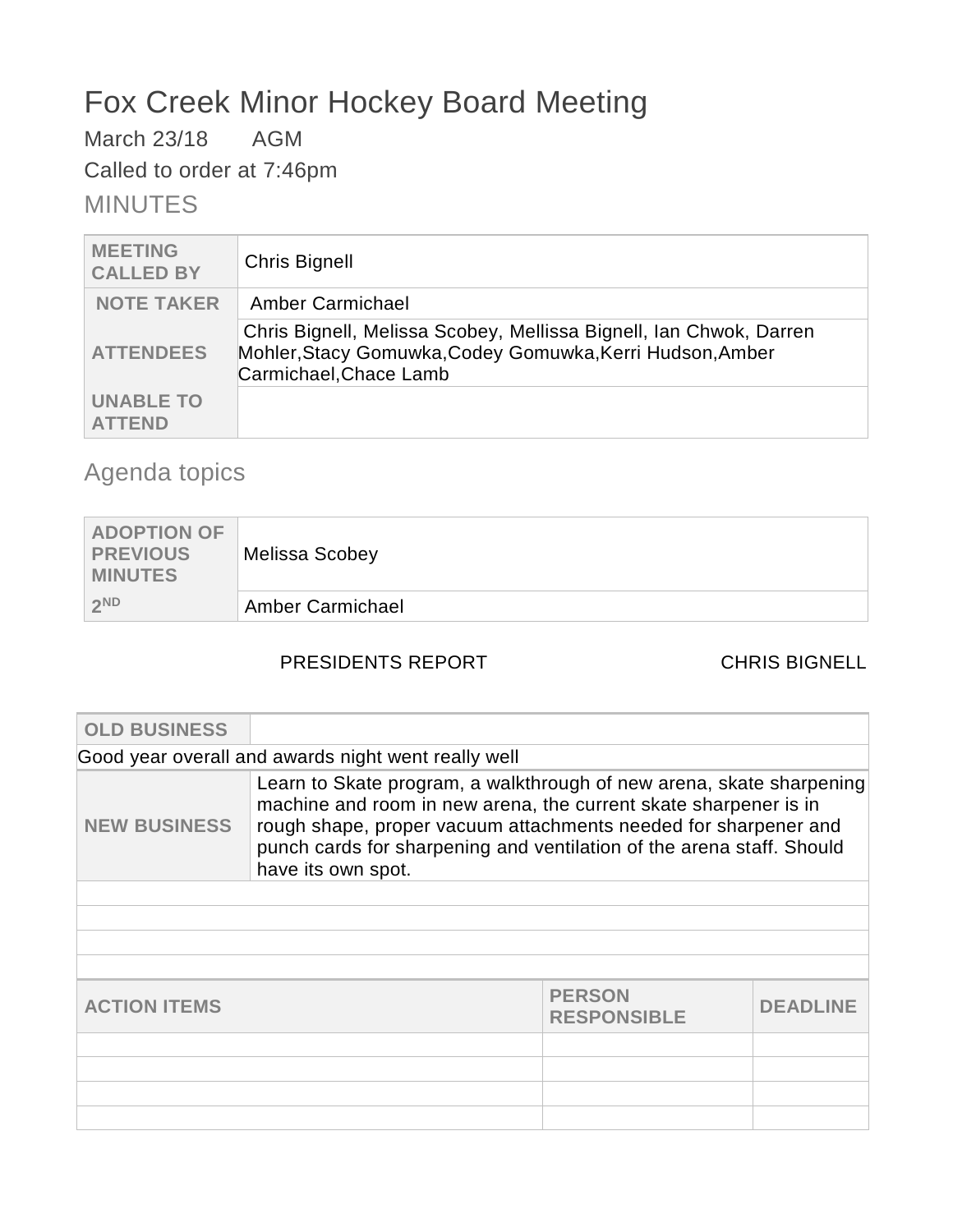# Fox Creek Minor Hockey Board Meeting

March 23/18 AGM

Called to order at 7:46pm

## MINUTES

| | |
|---|---|
| **MEETING CALLED BY** | Chris Bignell |
| **NOTE TAKER** | Amber Carmichael |
| **ATTENDEES** | Chris Bignell, Melissa Scobey, Mellissa Bignell, Ian Chwok, Darren Mohler,Stacy Gomuwka,Codey Gomuwka,Kerri Hudson,Amber Carmichael,Chace Lamb |
| **UNABLE TO ATTEND** | |

## Agenda topics

| | |
|---|---|
| **ADOPTION OF PREVIOUS MINUTES** | Melissa Scobey |
| **2ND** | Amber Carmichael |

PRESIDENTS REPORT CHRIS BIGNELL

| | |
|---|---|
| **OLD BUSINESS** | |
| Good year overall and awards night went really well | |
| **NEW BUSINESS** | Learn to Skate program, a walkthrough of new arena, skate sharpening machine and room in new arena, the current skate sharpener is in rough shape, proper vacuum attachments needed for sharpener and punch cards for sharpening and ventilation of the arena staff. Should have its own spot. |
| | |
| | |
| | |
| | |

| ACTION ITEMS | PERSON RESPONSIBLE | DEADLINE |
|---|---|---|
| | | |
| | | |
| | | |
| | | |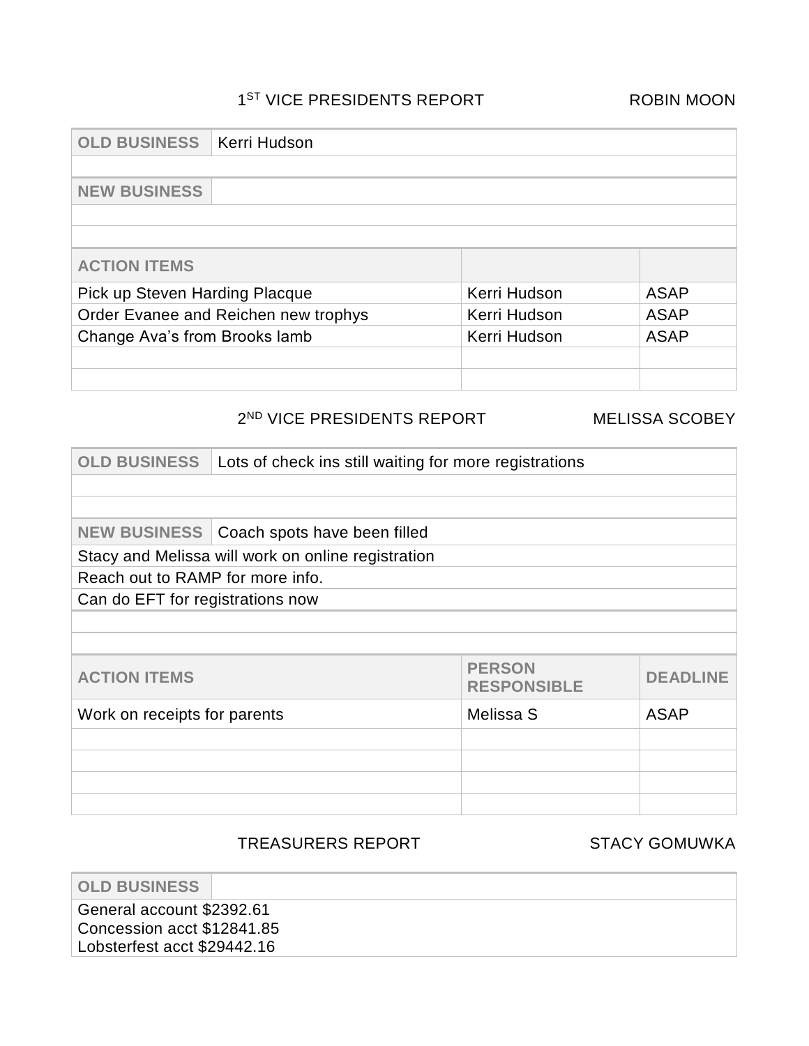## 1[ST] VICE PRESIDENTS REPORT — ROBIN MOON

| | |
|---|---|
| **OLD BUSINESS** | Kerri Hudson |
| | |
| **NEW BUSINESS** | |
| | |
| | |

| ACTION ITEMS | | |
|---|---|---|
| Pick up Steven Harding Placque | Kerri Hudson | ASAP |
| Order Evanee and Reichen new trophys | Kerri Hudson | ASAP |
| Change Ava's from Brooks lamb | Kerri Hudson | ASAP |
| | | |
| | | |

## 2[ND] VICE PRESIDENTS REPORT — MELISSA SCOBEY

| | |
|---|---|
| **OLD BUSINESS** | Lots of check ins still waiting for more registrations |
| | |
| | |
| **NEW BUSINESS** | Coach spots have been filled |
| Stacy and Melissa will work on online registration | |
| Reach out to RAMP for more info. | |
| Can do EFT for registrations now | |
| | |
| | |

| ACTION ITEMS | PERSON RESPONSIBLE | DEADLINE |
|---|---|---|
| Work on receipts for parents | Melissa S | ASAP |
| | | |
| | | |
| | | |
| | | |

## TREASURERS REPORT — STACY GOMUWKA

| | |
|---|---|
| **OLD BUSINESS** | |
| General account $2392.61<br>Concession acct $12841.85<br>Lobsterfest acct $29442.16 | |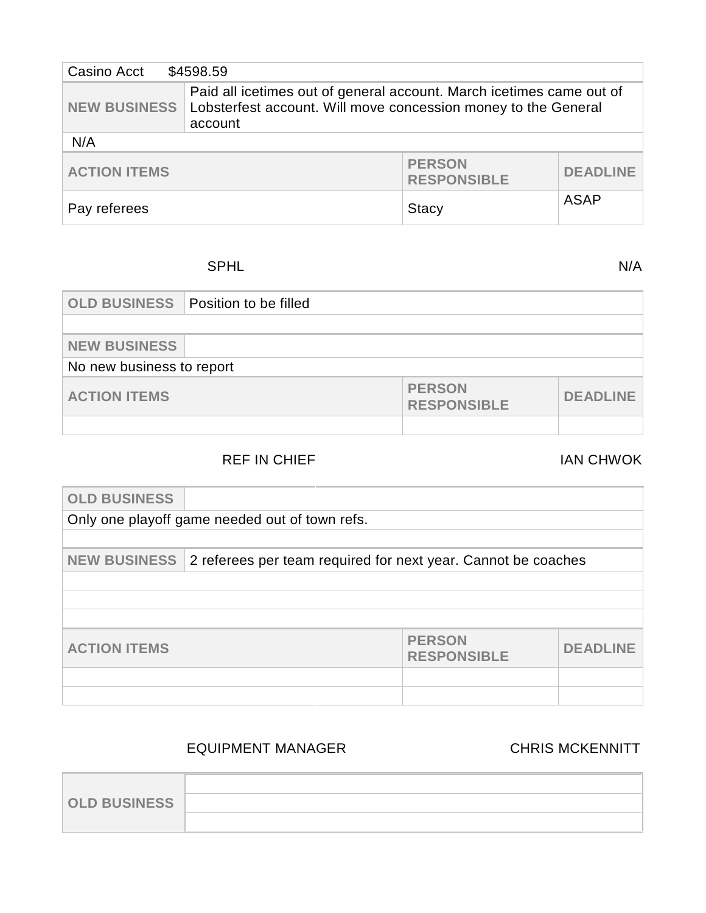| | | | |
|---|---|---|---|
| Casino Acct $4598.59 | | | |
| **NEW BUSINESS** | Paid all icetimes out of general account. March icetimes came out of Lobsterfest account. Will move concession money to the General account | | |
| N/A | | | |
| **ACTION ITEMS** | | **PERSON RESPONSIBLE** | **DEADLINE** |
| Pay referees | | Stacy | ASAP |

SPHL N/A

| | | | |
|---|---|---|---|
| **OLD BUSINESS** | Position to be filled | | |
| | | | |
| **NEW BUSINESS** | | | |
| No new business to report | | | |
| **ACTION ITEMS** | | **PERSON RESPONSIBLE** | **DEADLINE** |
| | | | |

REF IN CHIEF IAN CHWOK

| | | | |
|---|---|---|---|
| **OLD BUSINESS** | | | |
| Only one playoff game needed out of town refs. | | | |
| | | | |
| **NEW BUSINESS** | 2 referees per team required for next year. Cannot be coaches | | |
| | | | |
| | | | |
| | | | |
| **ACTION ITEMS** | | **PERSON RESPONSIBLE** | **DEADLINE** |
| | | | |
| | | | |

EQUIPMENT MANAGER CHRIS MCKENNITT

| | |
|---|---|
| **OLD BUSINESS** | |
| | |
| | |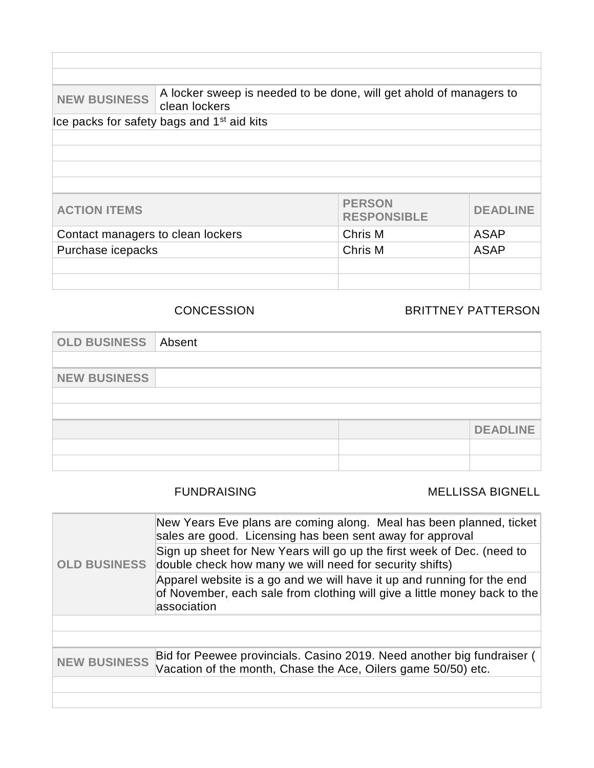| | |
|---|---|
| | |
| | |
| **NEW BUSINESS** | A locker sweep is needed to be done, will get ahold of managers to clean lockers |
| Ice packs for safety bags and 1st aid kits | |
| | |
| | |
| | |
| | |

| ACTION ITEMS | PERSON RESPONSIBLE | DEADLINE |
|---|---|---|
| Contact managers to clean lockers | Chris M | ASAP |
| Purchase icepacks | Chris M | ASAP |
| | | |
| | |  |

CONCESSION BRITTNEY PATTERSON

| | |
|---|---|
| **OLD BUSINESS** | Absent |
| | |
| **NEW BUSINESS** | |
| | |
| | |

| | | DEADLINE |
|---|---|---|
| | | |
| | | |

FUNDRAISING MELLISSA BIGNELL

| | |
|---|---|
| **OLD BUSINESS** | New Years Eve plans are coming along. Meal has been planned, ticket sales are good. Licensing has been sent away for approval |
| | Sign up sheet for New Years will go up the first week of Dec. (need to double check how many we will need for security shifts) |
| | Apparel website is a go and we will have it up and running for the end of November, each sale from clothing will give a little money back to the association |
| | |
| | |
| **NEW BUSINESS** | Bid for Peewee provincials. Casino 2019. Need another big fundraiser ( Vacation of the month, Chase the Ace, Oilers game 50/50) etc. |
| | |
| | |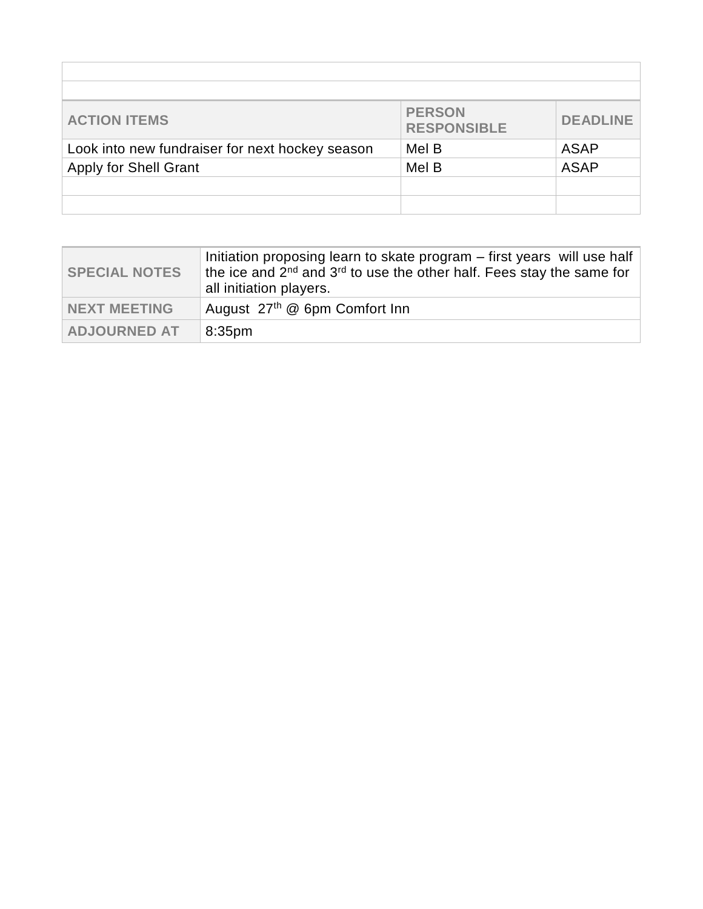| ACTION ITEMS | PERSON RESPONSIBLE | DEADLINE |
| --- | --- | --- |
| Look into new fundraiser for next hockey season | Mel B | ASAP |
| Apply for Shell Grant | Mel B | ASAP |
| | | |
| | | |

| | |
| --- | --- |
| SPECIAL NOTES | Initiation proposing learn to skate program – first years will use half the ice and 2nd and 3rd to use the other half. Fees stay the same for all initiation players. |
| NEXT MEETING | August 27th @ 6pm Comfort Inn |
| ADJOURNED AT | 8:35pm |